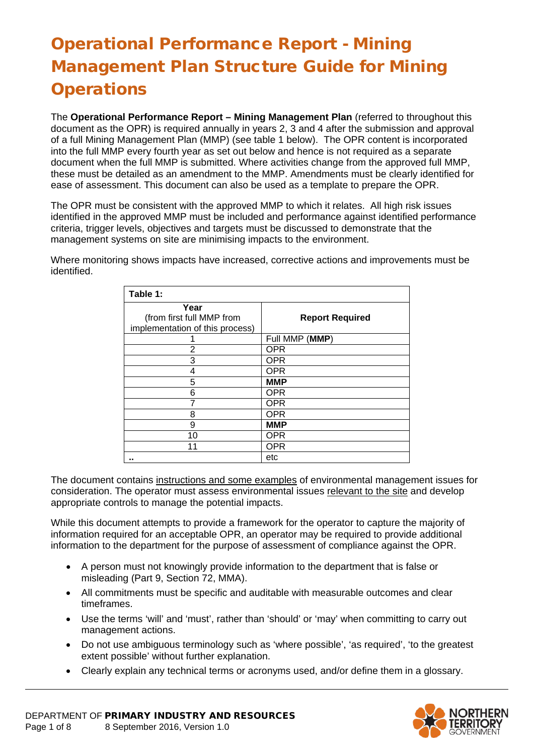# Operational Performance Report - Mining Management Plan Structure Guide for Mining Operations

The **Operational Performance Report – Mining Management Plan** (referred to throughout this document as the OPR) is required annually in years 2, 3 and 4 after the submission and approval of a full Mining Management Plan (MMP) (see table 1 below). The OPR content is incorporated into the full MMP every fourth year as set out below and hence is not required as a separate document when the full MMP is submitted. Where activities change from the approved full MMP, these must be detailed as an amendment to the MMP. Amendments must be clearly identified for ease of assessment. This document can also be used as a template to prepare the OPR.

The OPR must be consistent with the approved MMP to which it relates. All high risk issues identified in the approved MMP must be included and performance against identified performance criteria, trigger levels, objectives and targets must be discussed to demonstrate that the management systems on site are minimising impacts to the environment.

Where monitoring shows impacts have increased, corrective actions and improvements must be identified.

**Table 1:**

| **Year** (from first full MMP from implementation of this process) | **Report Required** |
|---|---|
| 1 | Full MMP (**MMP**) |
| 2 | OPR |
| 3 | OPR |
| 4 | OPR |
| 5 | **MMP** |
| 6 | OPR |
| 7 | OPR |
| 8 | OPR |
| 9 | **MMP** |
| 10 | OPR |
| 11 | OPR |
| .. | etc |

The document contains instructions and some examples of environmental management issues for consideration. The operator must assess environmental issues relevant to the site and develop appropriate controls to manage the potential impacts.

While this document attempts to provide a framework for the operator to capture the majority of information required for an acceptable OPR, an operator may be required to provide additional information to the department for the purpose of assessment of compliance against the OPR.

- A person must not knowingly provide information to the department that is false or misleading (Part 9, Section 72, MMA).
- All commitments must be specific and auditable with measurable outcomes and clear timeframes.
- Use the terms 'will' and 'must', rather than 'should' or 'may' when committing to carry out management actions.
- Do not use ambiguous terminology such as 'where possible', 'as required', 'to the greatest extent possible' without further explanation.
- Clearly explain any technical terms or acronyms used, and/or define them in a glossary.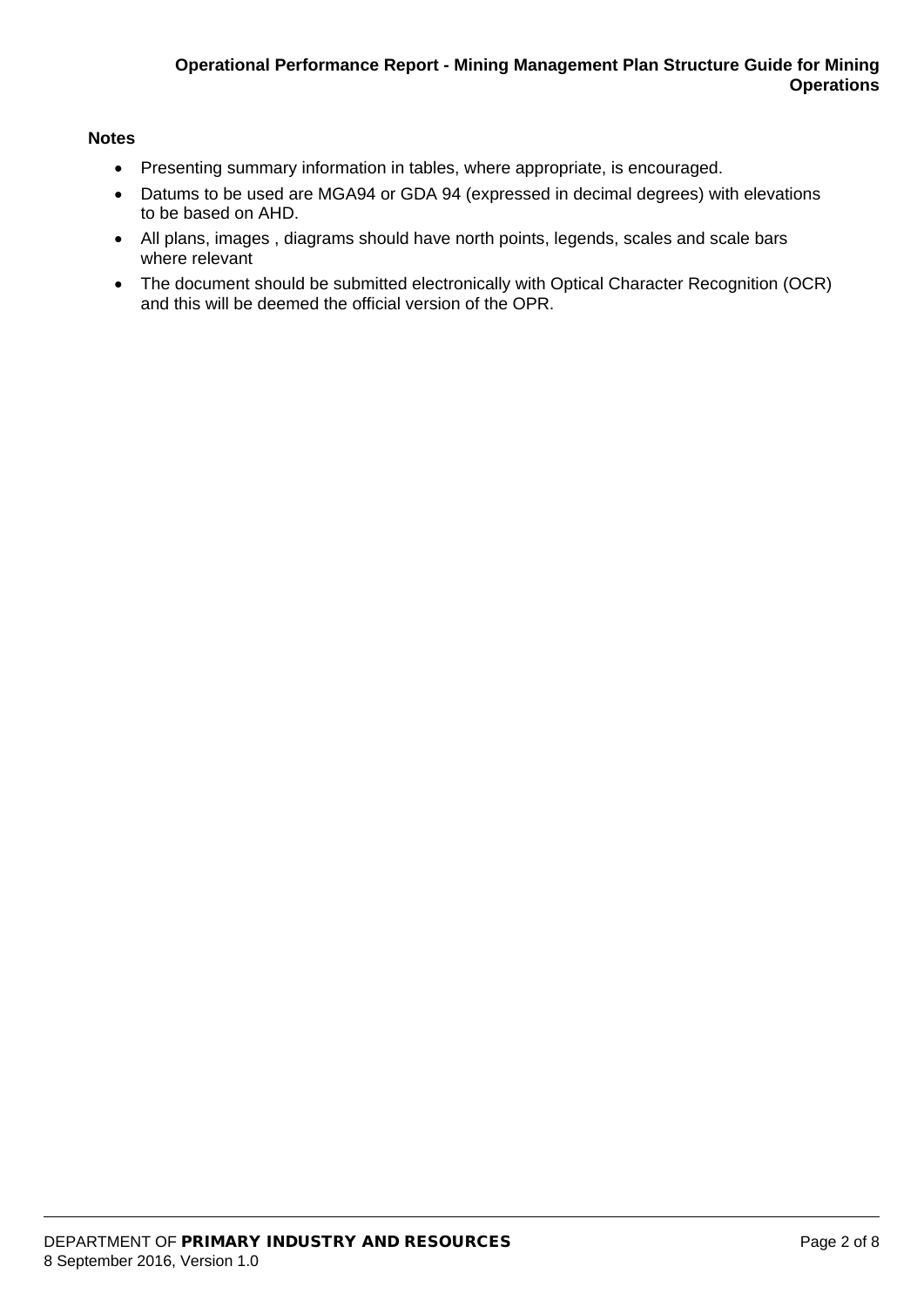**Notes**

- Presenting summary information in tables, where appropriate, is encouraged.
- Datums to be used are MGA94 or GDA 94 (expressed in decimal degrees) with elevations to be based on AHD.
- All plans, images , diagrams should have north points, legends, scales and scale bars where relevant
- The document should be submitted electronically with Optical Character Recognition (OCR) and this will be deemed the official version of the OPR.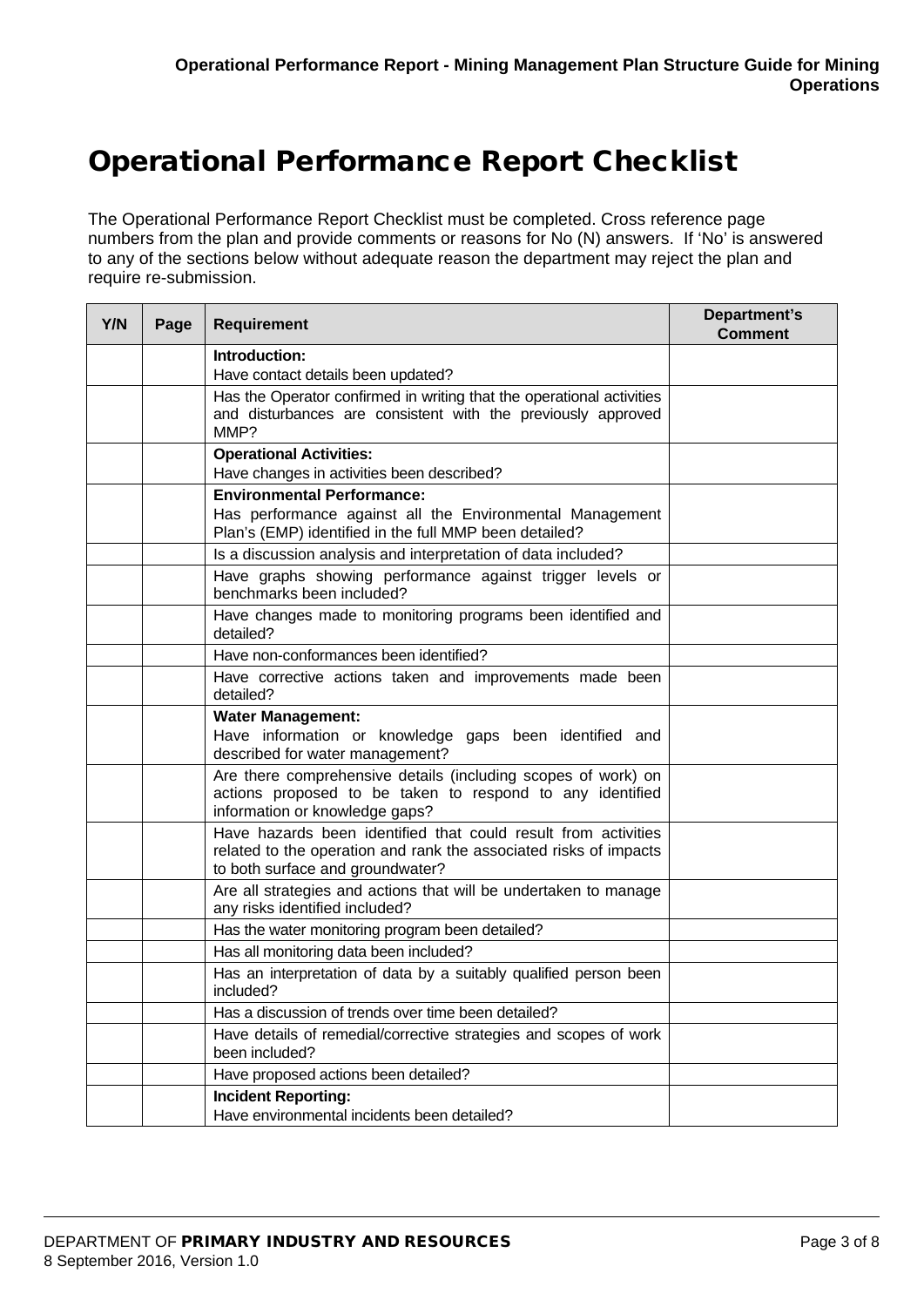# Operational Performance Report Checklist

The Operational Performance Report Checklist must be completed. Cross reference page numbers from the plan and provide comments or reasons for No (N) answers. If 'No' is answered to any of the sections below without adequate reason the department may reject the plan and require re-submission.

| Y/N | Page | Requirement | Department's Comment |
|---|---|---|---|
| | | **Introduction:** Have contact details been updated? | |
| | | Has the Operator confirmed in writing that the operational activities and disturbances are consistent with the previously approved MMP? | |
| | | **Operational Activities:** Have changes in activities been described? | |
| | | **Environmental Performance:** Has performance against all the Environmental Management Plan's (EMP) identified in the full MMP been detailed? | |
| | | Is a discussion analysis and interpretation of data included? | |
| | | Have graphs showing performance against trigger levels or benchmarks been included? | |
| | | Have changes made to monitoring programs been identified and detailed? | |
| | | Have non-conformances been identified? | |
| | | Have corrective actions taken and improvements made been detailed? | |
| | | **Water Management:** Have information or knowledge gaps been identified and described for water management? | |
| | | Are there comprehensive details (including scopes of work) on actions proposed to be taken to respond to any identified information or knowledge gaps? | |
| | | Have hazards been identified that could result from activities related to the operation and rank the associated risks of impacts to both surface and groundwater? | |
| | | Are all strategies and actions that will be undertaken to manage any risks identified included? | |
| | | Has the water monitoring program been detailed? | |
| | | Has all monitoring data been included? | |
| | | Has an interpretation of data by a suitably qualified person been included? | |
| | | Has a discussion of trends over time been detailed? | |
| | | Have details of remedial/corrective strategies and scopes of work been included? | |
| | | Have proposed actions been detailed? | |
| | | **Incident Reporting:** Have environmental incidents been detailed? | |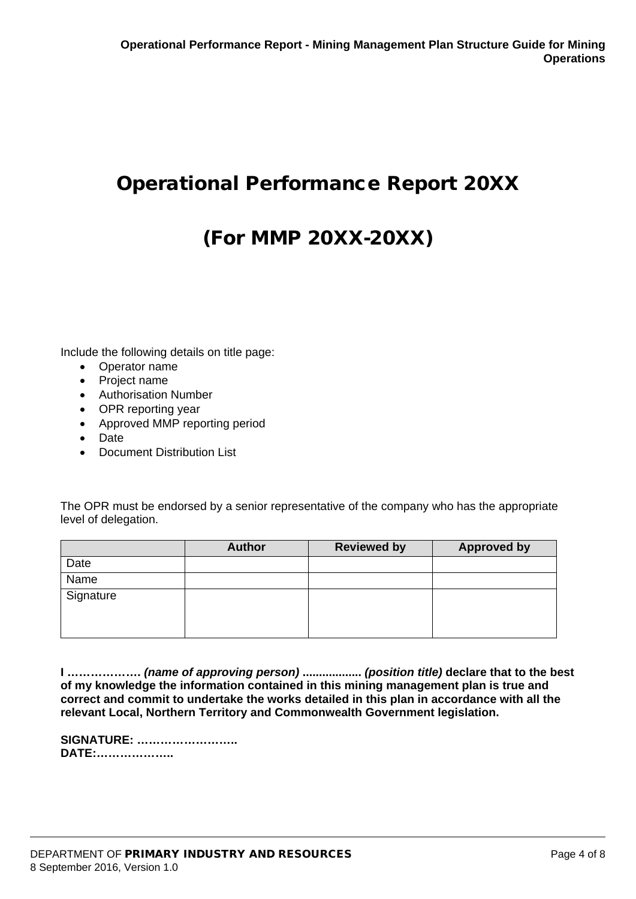# Operational Performance Report 20XX

# (For MMP 20XX-20XX)

Include the following details on title page:

- Operator name
- Project name
- Authorisation Number
- OPR reporting year
- Approved MMP reporting period
- Date
- Document Distribution List

The OPR must be endorsed by a senior representative of the company who has the appropriate level of delegation.

| | Author | Reviewed by | Approved by |
|---|---|---|---|
| Date | | | |
| Name | | | |
| Signature | | | |

**I ………………. *(name of approving person)* .................. *(position title)* declare that to the best of my knowledge the information contained in this mining management plan is true and correct and commit to undertake the works detailed in this plan in accordance with all the relevant Local, Northern Territory and Commonwealth Government legislation.**

**SIGNATURE: ……………………..**
**DATE:………………..**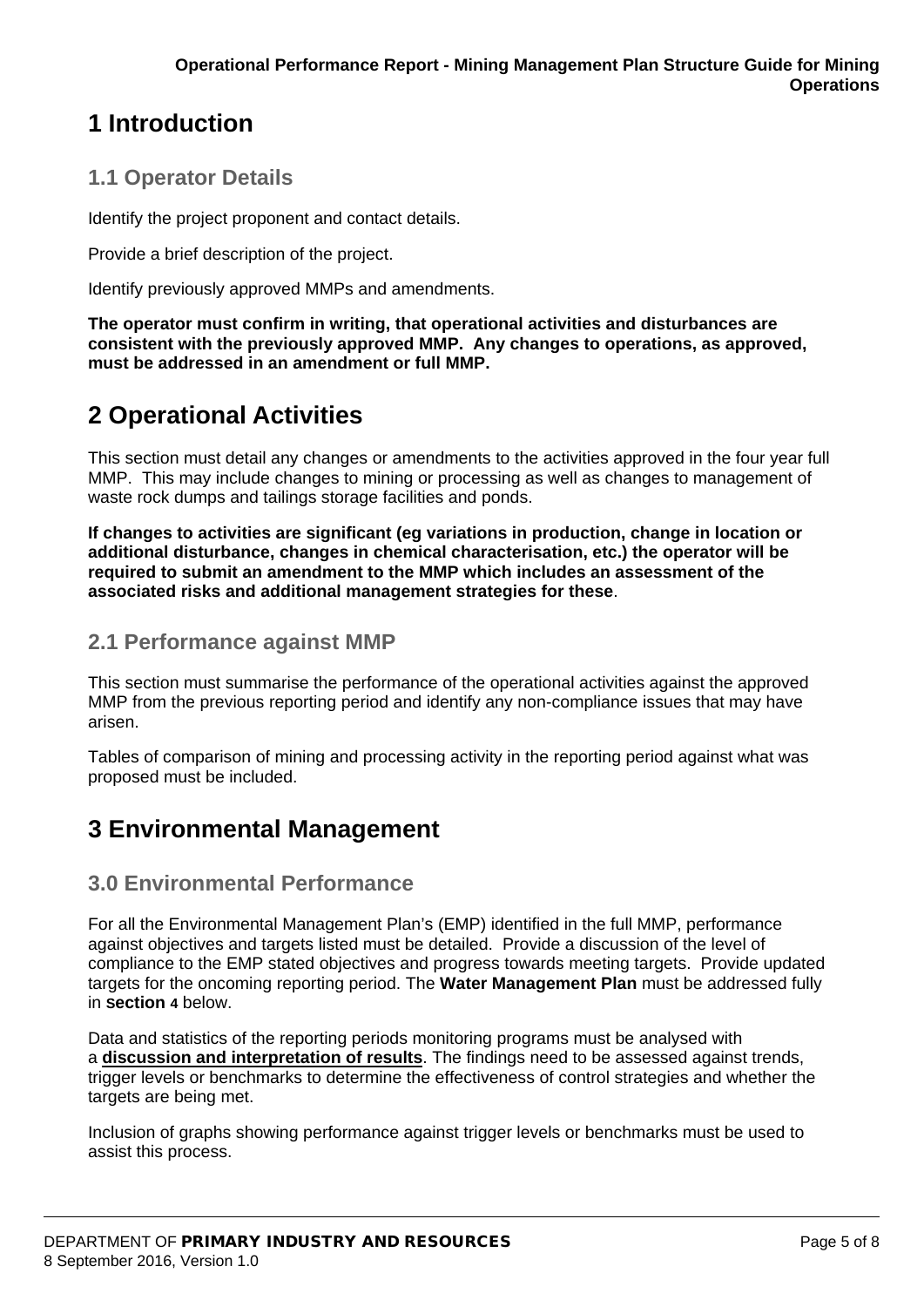# 1 Introduction

## 1.1 Operator Details

Identify the project proponent and contact details.

Provide a brief description of the project.

Identify previously approved MMPs and amendments.

**The operator must confirm in writing, that operational activities and disturbances are consistent with the previously approved MMP. Any changes to operations, as approved, must be addressed in an amendment or full MMP.**

# 2 Operational Activities

This section must detail any changes or amendments to the activities approved in the four year full MMP. This may include changes to mining or processing as well as changes to management of waste rock dumps and tailings storage facilities and ponds.

**If changes to activities are significant (eg variations in production, change in location or additional disturbance, changes in chemical characterisation, etc.) the operator will be required to submit an amendment to the MMP which includes an assessment of the associated risks and additional management strategies for these**.

## 2.1 Performance against MMP

This section must summarise the performance of the operational activities against the approved MMP from the previous reporting period and identify any non-compliance issues that may have arisen.

Tables of comparison of mining and processing activity in the reporting period against what was proposed must be included.

# 3 Environmental Management

## 3.0 Environmental Performance

For all the Environmental Management Plan's (EMP) identified in the full MMP, performance against objectives and targets listed must be detailed. Provide a discussion of the level of compliance to the EMP stated objectives and progress towards meeting targets. Provide updated targets for the oncoming reporting period. The **Water Management Plan** must be addressed fully in **section 4** below.

Data and statistics of the reporting periods monitoring programs must be analysed with a **discussion and interpretation of results**. The findings need to be assessed against trends, trigger levels or benchmarks to determine the effectiveness of control strategies and whether the targets are being met.

Inclusion of graphs showing performance against trigger levels or benchmarks must be used to assist this process.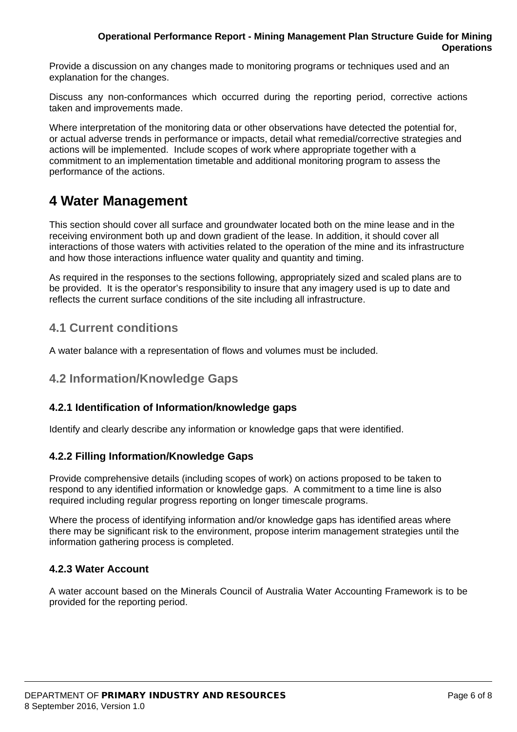Provide a discussion on any changes made to monitoring programs or techniques used and an explanation for the changes.

Discuss any non-conformances which occurred during the reporting period, corrective actions taken and improvements made.

Where interpretation of the monitoring data or other observations have detected the potential for, or actual adverse trends in performance or impacts, detail what remedial/corrective strategies and actions will be implemented. Include scopes of work where appropriate together with a commitment to an implementation timetable and additional monitoring program to assess the performance of the actions.

# 4 Water Management

This section should cover all surface and groundwater located both on the mine lease and in the receiving environment both up and down gradient of the lease. In addition, it should cover all interactions of those waters with activities related to the operation of the mine and its infrastructure and how those interactions influence water quality and quantity and timing.

As required in the responses to the sections following, appropriately sized and scaled plans are to be provided. It is the operator's responsibility to insure that any imagery used is up to date and reflects the current surface conditions of the site including all infrastructure.

## 4.1 Current conditions

A water balance with a representation of flows and volumes must be included.

## 4.2 Information/Knowledge Gaps

### 4.2.1 Identification of Information/knowledge gaps

Identify and clearly describe any information or knowledge gaps that were identified.

### 4.2.2 Filling Information/Knowledge Gaps

Provide comprehensive details (including scopes of work) on actions proposed to be taken to respond to any identified information or knowledge gaps. A commitment to a time line is also required including regular progress reporting on longer timescale programs.

Where the process of identifying information and/or knowledge gaps has identified areas where there may be significant risk to the environment, propose interim management strategies until the information gathering process is completed.

### 4.2.3 Water Account

A water account based on the Minerals Council of Australia Water Accounting Framework is to be provided for the reporting period.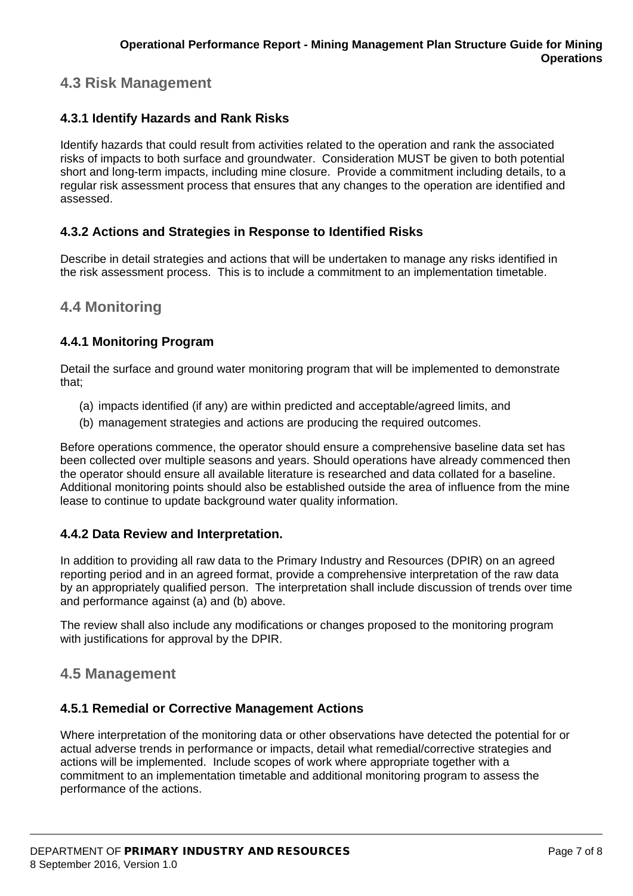## 4.3 Risk Management

### 4.3.1 Identify Hazards and Rank Risks

Identify hazards that could result from activities related to the operation and rank the associated risks of impacts to both surface and groundwater. Consideration MUST be given to both potential short and long-term impacts, including mine closure. Provide a commitment including details, to a regular risk assessment process that ensures that any changes to the operation are identified and assessed.

### 4.3.2 Actions and Strategies in Response to Identified Risks

Describe in detail strategies and actions that will be undertaken to manage any risks identified in the risk assessment process. This is to include a commitment to an implementation timetable.

## 4.4 Monitoring

### 4.4.1 Monitoring Program

Detail the surface and ground water monitoring program that will be implemented to demonstrate that;

(a) impacts identified (if any) are within predicted and acceptable/agreed limits, and

(b) management strategies and actions are producing the required outcomes.

Before operations commence, the operator should ensure a comprehensive baseline data set has been collected over multiple seasons and years. Should operations have already commenced then the operator should ensure all available literature is researched and data collated for a baseline. Additional monitoring points should also be established outside the area of influence from the mine lease to continue to update background water quality information.

### 4.4.2 Data Review and Interpretation.

In addition to providing all raw data to the Primary Industry and Resources (DPIR) on an agreed reporting period and in an agreed format, provide a comprehensive interpretation of the raw data by an appropriately qualified person. The interpretation shall include discussion of trends over time and performance against (a) and (b) above.

The review shall also include any modifications or changes proposed to the monitoring program with justifications for approval by the DPIR.

## 4.5 Management

### 4.5.1 Remedial or Corrective Management Actions

Where interpretation of the monitoring data or other observations have detected the potential for or actual adverse trends in performance or impacts, detail what remedial/corrective strategies and actions will be implemented. Include scopes of work where appropriate together with a commitment to an implementation timetable and additional monitoring program to assess the performance of the actions.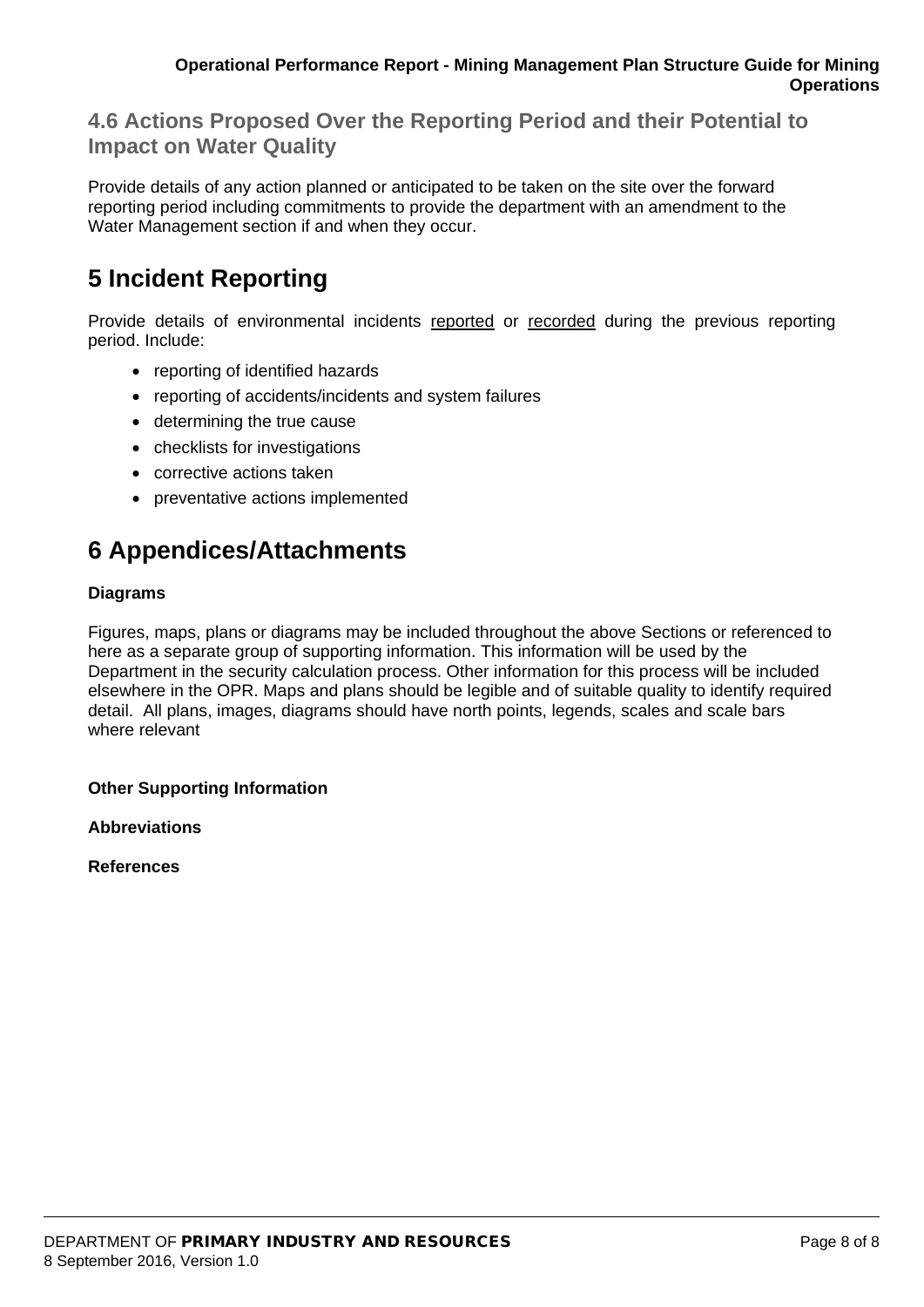## 4.6 Actions Proposed Over the Reporting Period and their Potential to Impact on Water Quality

Provide details of any action planned or anticipated to be taken on the site over the forward reporting period including commitments to provide the department with an amendment to the Water Management section if and when they occur.

# 5 Incident Reporting

Provide details of environmental incidents reported or recorded during the previous reporting period. Include:

- reporting of identified hazards
- reporting of accidents/incidents and system failures
- determining the true cause
- checklists for investigations
- corrective actions taken
- preventative actions implemented

# 6 Appendices/Attachments

**Diagrams**

Figures, maps, plans or diagrams may be included throughout the above Sections or referenced to here as a separate group of supporting information. This information will be used by the Department in the security calculation process. Other information for this process will be included elsewhere in the OPR. Maps and plans should be legible and of suitable quality to identify required detail. All plans, images, diagrams should have north points, legends, scales and scale bars where relevant

**Other Supporting Information**

**Abbreviations**

**References**